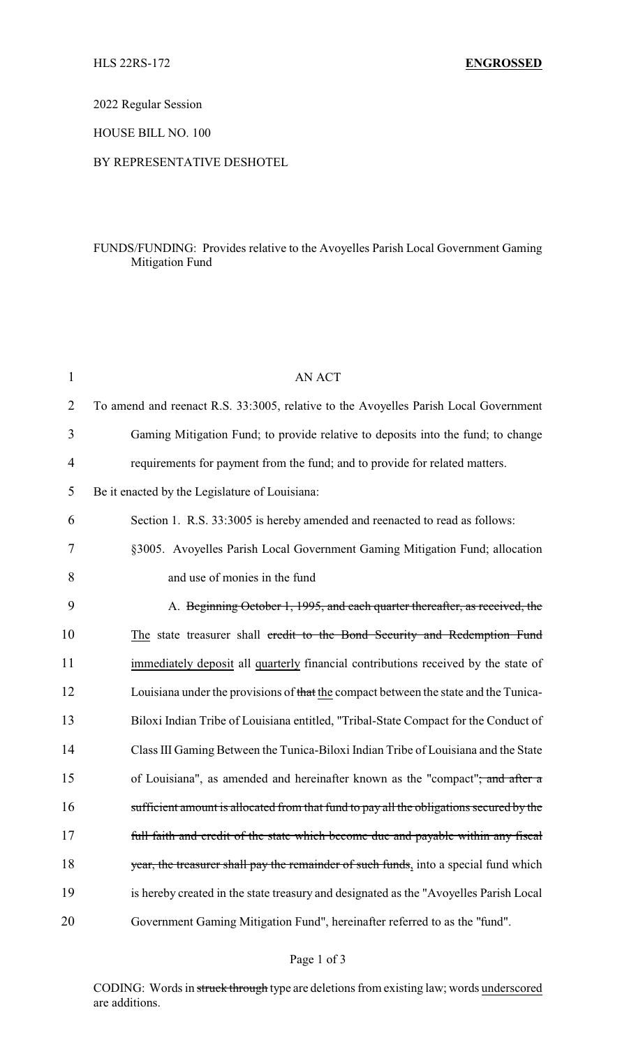HLS 22RS-172 **ENGROSSED**

2022 Regular Session

HOUSE BILL NO. 100

BY REPRESENTATIVE DESHOTEL

FUNDS/FUNDING: Provides relative to the Avoyelles Parish Local Government Gaming Mitigation Fund

AN ACT

To amend and reenact R.S. 33:3005, relative to the Avoyelles Parish Local Government Gaming Mitigation Fund; to provide relative to deposits into the fund; to change requirements for payment from the fund; and to provide for related matters.

Be it enacted by the Legislature of Louisiana:

Section 1. R.S. 33:3005 is hereby amended and reenacted to read as follows:

§3005. Avoyelles Parish Local Government Gaming Mitigation Fund; allocation and use of monies in the fund

A. ~~Beginning October 1, 1995, and each quarter thereafter, as received, the~~ The state treasurer shall ~~credit to the Bond Security and Redemption Fund~~ immediately deposit all quarterly financial contributions received by the state of Louisiana under the provisions of ~~that~~ the compact between the state and the Tunica-Biloxi Indian Tribe of Louisiana entitled, "Tribal-State Compact for the Conduct of Class III Gaming Between the Tunica-Biloxi Indian Tribe of Louisiana and the State of Louisiana", as amended and hereinafter known as the "compact"~~; and after a sufficient amount is allocated from that fund to pay all the obligations secured by the full faith and credit of the state which become due and payable within any fiscal year, the treasurer shall pay the remainder of such funds~~, into a special fund which is hereby created in the state treasury and designated as the "Avoyelles Parish Local Government Gaming Mitigation Fund", hereinafter referred to as the "fund".

CODING: Words in ~~struck through~~ type are deletions from existing law; words underscored are additions.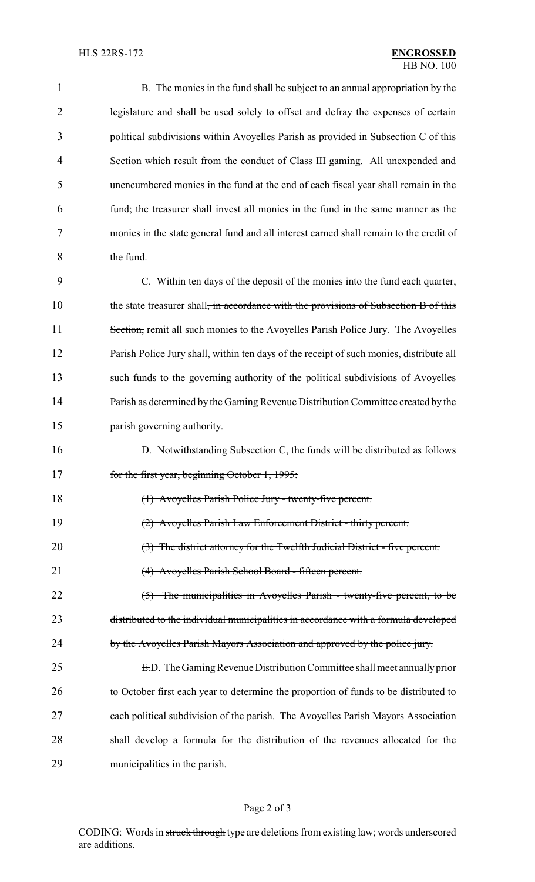B. The monies in the fund ~~shall be subject to an annual appropriation by the legislature and~~ shall be used solely to offset and defray the expenses of certain political subdivisions within Avoyelles Parish as provided in Subsection C of this Section which result from the conduct of Class III gaming. All unexpended and unencumbered monies in the fund at the end of each fiscal year shall remain in the fund; the treasurer shall invest all monies in the fund in the same manner as the monies in the state general fund and all interest earned shall remain to the credit of the fund.

C. Within ten days of the deposit of the monies into the fund each quarter, the state treasurer shall~~, in accordance with the provisions of Subsection B of this Section,~~ remit all such monies to the Avoyelles Parish Police Jury. The Avoyelles Parish Police Jury shall, within ten days of the receipt of such monies, distribute all such funds to the governing authority of the political subdivisions of Avoyelles Parish as determined by the Gaming Revenue Distribution Committee created by the parish governing authority.

~~D. Notwithstanding Subsection C, the funds will be distributed as follows for the first year, beginning October 1, 1995:~~

~~(1) Avoyelles Parish Police Jury - twenty-five percent.~~

~~(2) Avoyelles Parish Law Enforcement District - thirty percent.~~

~~(3) The district attorney for the Twelfth Judicial District - five percent.~~

~~(4) Avoyelles Parish School Board - fifteen percent.~~

~~(5) The municipalities in Avoyelles Parish - twenty-five percent, to be distributed to the individual municipalities in accordance with a formula developed by the Avoyelles Parish Mayors Association and approved by the police jury.~~

~~E.~~<u>D.</u> The Gaming Revenue Distribution Committee shall meet annually prior to October first each year to determine the proportion of funds to be distributed to each political subdivision of the parish. The Avoyelles Parish Mayors Association shall develop a formula for the distribution of the revenues allocated for the municipalities in the parish.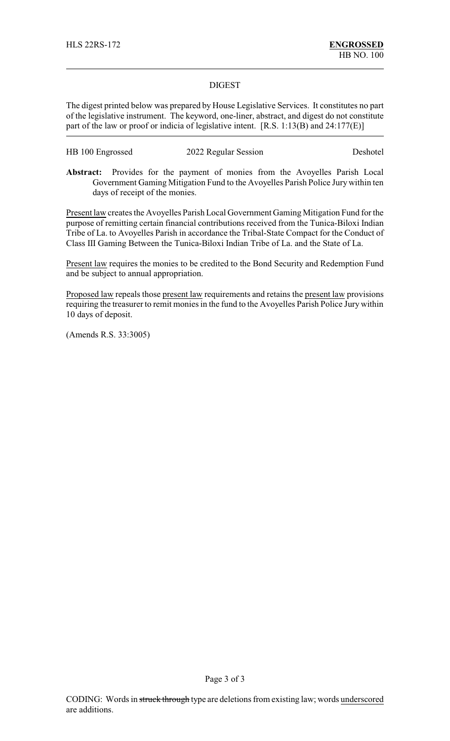HLS 22RS-172

**ENGROSSED**
HB NO. 100

DIGEST

The digest printed below was prepared by House Legislative Services. It constitutes no part of the legislative instrument. The keyword, one-liner, abstract, and digest do not constitute part of the law or proof or indicia of legislative intent. [R.S. 1:13(B) and 24:177(E)]

HB 100 Engrossed 2022 Regular Session Deshotel

**Abstract:** Provides for the payment of monies from the Avoyelles Parish Local Government Gaming Mitigation Fund to the Avoyelles Parish Police Jury within ten days of receipt of the monies.

Present law creates the Avoyelles Parish Local Government Gaming Mitigation Fund for the purpose of remitting certain financial contributions received from the Tunica-Biloxi Indian Tribe of La. to Avoyelles Parish in accordance the Tribal-State Compact for the Conduct of Class III Gaming Between the Tunica-Biloxi Indian Tribe of La. and the State of La.

Present law requires the monies to be credited to the Bond Security and Redemption Fund and be subject to annual appropriation.

Proposed law repeals those present law requirements and retains the present law provisions requiring the treasurer to remit monies in the fund to the Avoyelles Parish Police Jury within 10 days of deposit.

(Amends R.S. 33:3005)

CODING: Words in struck through type are deletions from existing law; words underscored are additions.